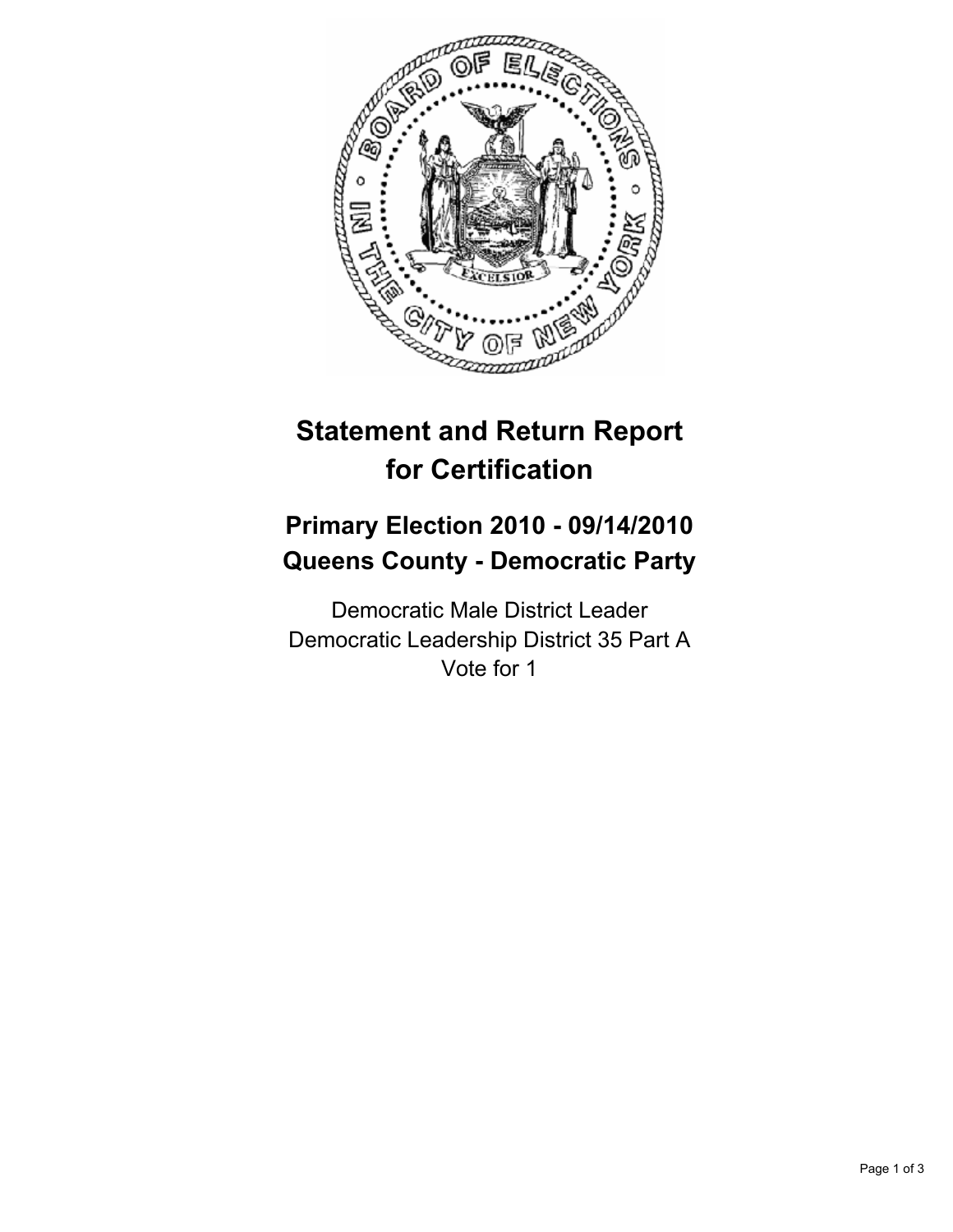# Statement and Return Report for Certification

## Primary Election 2010 - 09/14/2010
## Queens County - Democratic Party

Democratic Male District Leader
Democratic Leadership District 35 Part A
Vote for 1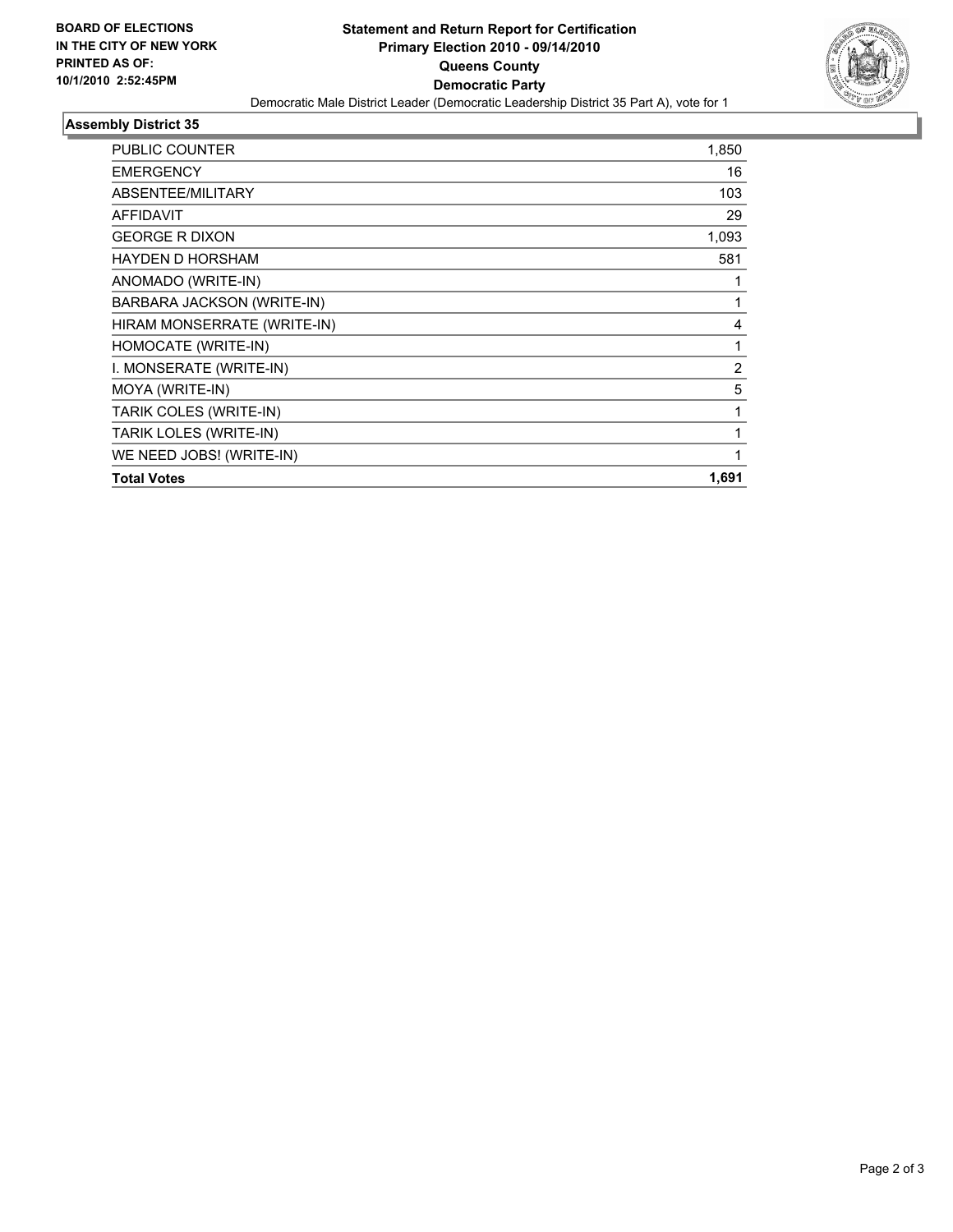**BOARD OF ELECTIONS IN THE CITY OF NEW YORK PRINTED AS OF: 10/1/2010 2:52:45PM**

# Statement and Return Report for Certification
## Primary Election 2010 - 09/14/2010
## Queens County
## Democratic Party

Democratic Male District Leader (Democratic Leadership District 35 Part A), vote for 1

### Assembly District 35

| | |
|---|---|
| PUBLIC COUNTER | 1,850 |
| EMERGENCY | 16 |
| ABSENTEE/MILITARY | 103 |
| AFFIDAVIT | 29 |
| GEORGE R DIXON | 1,093 |
| HAYDEN D HORSHAM | 581 |
| ANOMADO (WRITE-IN) | 1 |
| BARBARA JACKSON (WRITE-IN) | 1 |
| HIRAM MONSERRATE (WRITE-IN) | 4 |
| HOMOCATE (WRITE-IN) | 1 |
| I. MONSERATE (WRITE-IN) | 2 |
| MOYA (WRITE-IN) | 5 |
| TARIK COLES (WRITE-IN) | 1 |
| TARIK LOLES (WRITE-IN) | 1 |
| WE NEED JOBS! (WRITE-IN) | 1 |
| **Total Votes** | **1,691** |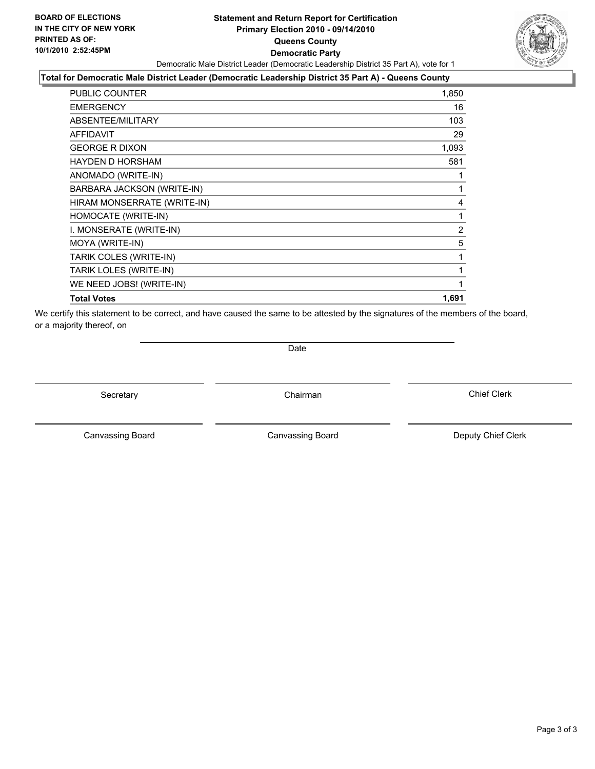**BOARD OF ELECTIONS IN THE CITY OF NEW YORK PRINTED AS OF: 10/1/2010 2:52:45PM**

# Statement and Return Report for Certification
## Primary Election 2010 - 09/14/2010
## Queens County
## Democratic Party

Democratic Male District Leader (Democratic Leadership District 35 Part A), vote for 1

**Total for Democratic Male District Leader (Democratic Leadership District 35 Part A) - Queens County**

| | |
|---|---|
| PUBLIC COUNTER | 1,850 |
| EMERGENCY | 16 |
| ABSENTEE/MILITARY | 103 |
| AFFIDAVIT | 29 |
| GEORGE R DIXON | 1,093 |
| HAYDEN D HORSHAM | 581 |
| ANOMADO (WRITE-IN) | 1 |
| BARBARA JACKSON (WRITE-IN) | 1 |
| HIRAM MONSERRATE (WRITE-IN) | 4 |
| HOMOCATE (WRITE-IN) | 1 |
| I. MONSERATE (WRITE-IN) | 2 |
| MOYA (WRITE-IN) | 5 |
| TARIK COLES (WRITE-IN) | 1 |
| TARIK LOLES (WRITE-IN) | 1 |
| WE NEED JOBS! (WRITE-IN) | 1 |
| **Total Votes** | **1,691** |

We certify this statement to be correct, and have caused the same to be attested by the signatures of the members of the board, or a majority thereof, on

Date

Secretary | Chairman | Chief Clerk

Canvassing Board | Canvassing Board | Deputy Chief Clerk